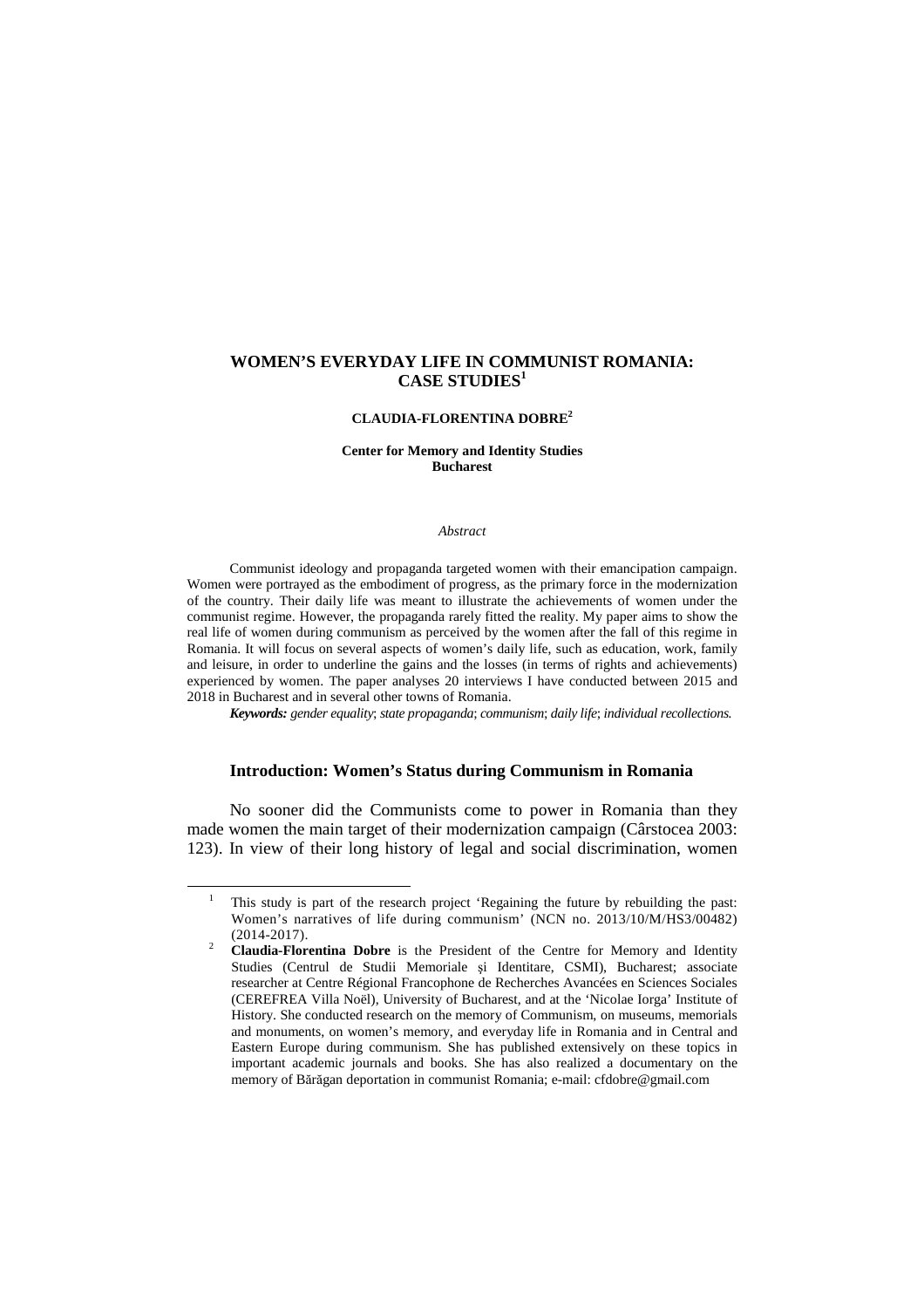# WOMEN'S EVERYDAY LIFE IN COMMUNIST ROMANIA: CASE STUDIES[1]

**CLAUDIA-FLORENTINA DOBRE[2]**

**Center for Memory and Identity Studies**
**Bucharest**

*Abstract*

Communist ideology and propaganda targeted women with their emancipation campaign. Women were portrayed as the embodiment of progress, as the primary force in the modernization of the country. Their daily life was meant to illustrate the achievements of women under the communist regime. However, the propaganda rarely fitted the reality. My paper aims to show the real life of women during communism as perceived by the women after the fall of this regime in Romania. It will focus on several aspects of women's daily life, such as education, work, family and leisure, in order to underline the gains and the losses (in terms of rights and achievements) experienced by women. The paper analyses 20 interviews I have conducted between 2015 and 2018 in Bucharest and in several other towns of Romania.

***Keywords:*** *gender equality*; *state propaganda*; *communism*; *daily life*; *individual recollections.*

## Introduction: Women's Status during Communism in Romania

No sooner did the Communists come to power in Romania than they made women the main target of their modernization campaign (Cârstocea 2003: 123). In view of their long history of legal and social discrimination, women

---

[1] This study is part of the research project 'Regaining the future by rebuilding the past: Women's narratives of life during communism' (NCN no. 2013/10/M/HS3/00482) (2014-2017).

[2] **Claudia-Florentina Dobre** is the President of the Centre for Memory and Identity Studies (Centrul de Studii Memoriale şi Identitare, CSMI), Bucharest; associate researcher at Centre Régional Francophone de Recherches Avancées en Sciences Sociales (CEREFREA Villa Noël), University of Bucharest, and at the 'Nicolae Iorga' Institute of History. She conducted research on the memory of Communism, on museums, memorials and monuments, on women's memory, and everyday life in Romania and in Central and Eastern Europe during communism. She has published extensively on these topics in important academic journals and books. She has also realized a documentary on the memory of Bărăgan deportation in communist Romania; e-mail: cfdobre@gmail.com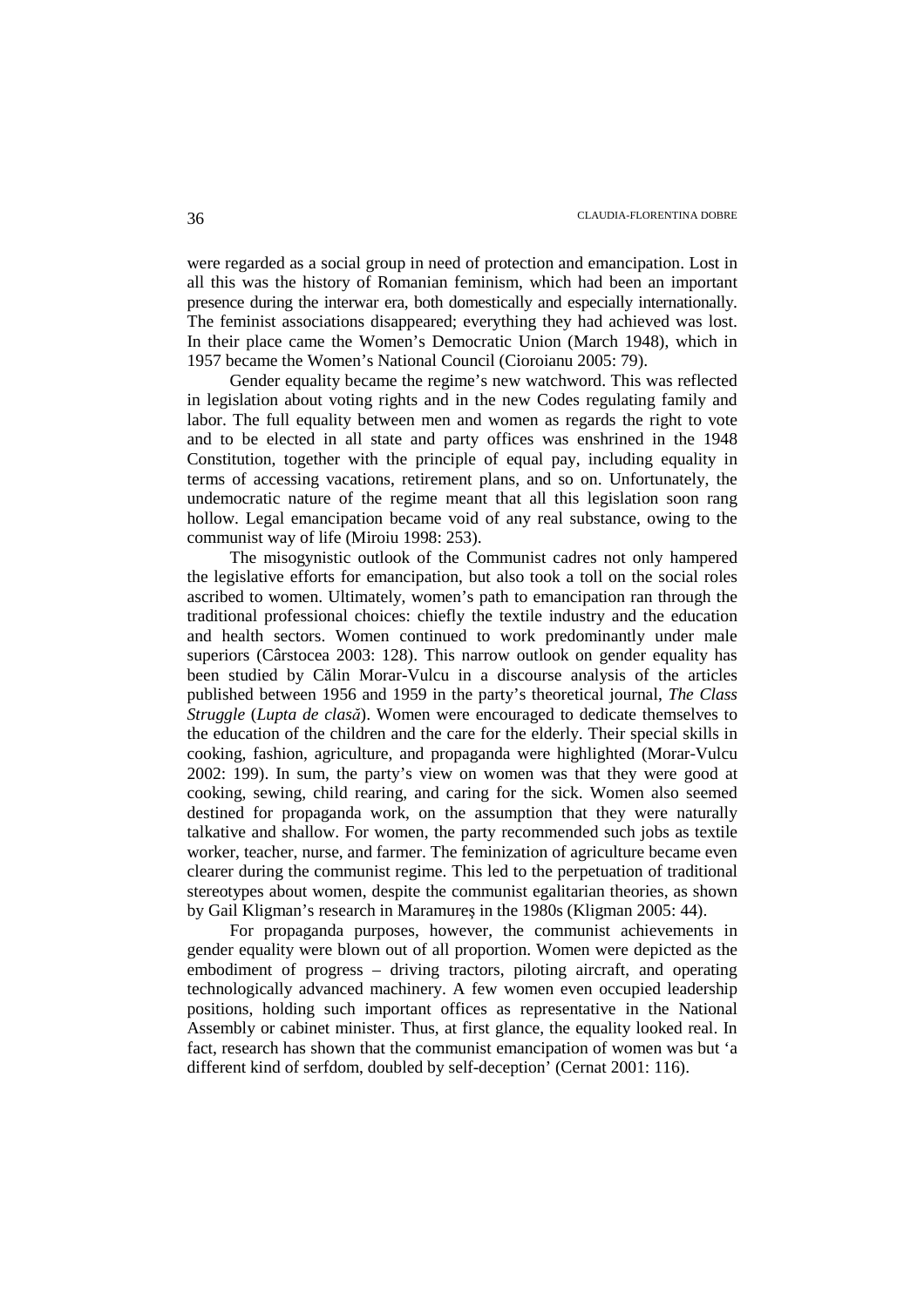were regarded as a social group in need of protection and emancipation. Lost in all this was the history of Romanian feminism, which had been an important presence during the interwar era, both domestically and especially internationally. The feminist associations disappeared; everything they had achieved was lost. In their place came the Women's Democratic Union (March 1948), which in 1957 became the Women's National Council (Cioroianu 2005: 79).

Gender equality became the regime's new watchword. This was reflected in legislation about voting rights and in the new Codes regulating family and labor. The full equality between men and women as regards the right to vote and to be elected in all state and party offices was enshrined in the 1948 Constitution, together with the principle of equal pay, including equality in terms of accessing vacations, retirement plans, and so on. Unfortunately, the undemocratic nature of the regime meant that all this legislation soon rang hollow. Legal emancipation became void of any real substance, owing to the communist way of life (Miroiu 1998: 253).

The misogynistic outlook of the Communist cadres not only hampered the legislative efforts for emancipation, but also took a toll on the social roles ascribed to women. Ultimately, women's path to emancipation ran through the traditional professional choices: chiefly the textile industry and the education and health sectors. Women continued to work predominantly under male superiors (Cârstocea 2003: 128). This narrow outlook on gender equality has been studied by Călin Morar-Vulcu in a discourse analysis of the articles published between 1956 and 1959 in the party's theoretical journal, *The Class Struggle* (*Lupta de clasă*). Women were encouraged to dedicate themselves to the education of the children and the care for the elderly. Their special skills in cooking, fashion, agriculture, and propaganda were highlighted (Morar-Vulcu 2002: 199). In sum, the party's view on women was that they were good at cooking, sewing, child rearing, and caring for the sick. Women also seemed destined for propaganda work, on the assumption that they were naturally talkative and shallow. For women, the party recommended such jobs as textile worker, teacher, nurse, and farmer. The feminization of agriculture became even clearer during the communist regime. This led to the perpetuation of traditional stereotypes about women, despite the communist egalitarian theories, as shown by Gail Kligman's research in Maramureş in the 1980s (Kligman 2005: 44).

For propaganda purposes, however, the communist achievements in gender equality were blown out of all proportion. Women were depicted as the embodiment of progress – driving tractors, piloting aircraft, and operating technologically advanced machinery. A few women even occupied leadership positions, holding such important offices as representative in the National Assembly or cabinet minister. Thus, at first glance, the equality looked real. In fact, research has shown that the communist emancipation of women was but 'a different kind of serfdom, doubled by self-deception' (Cernat 2001: 116).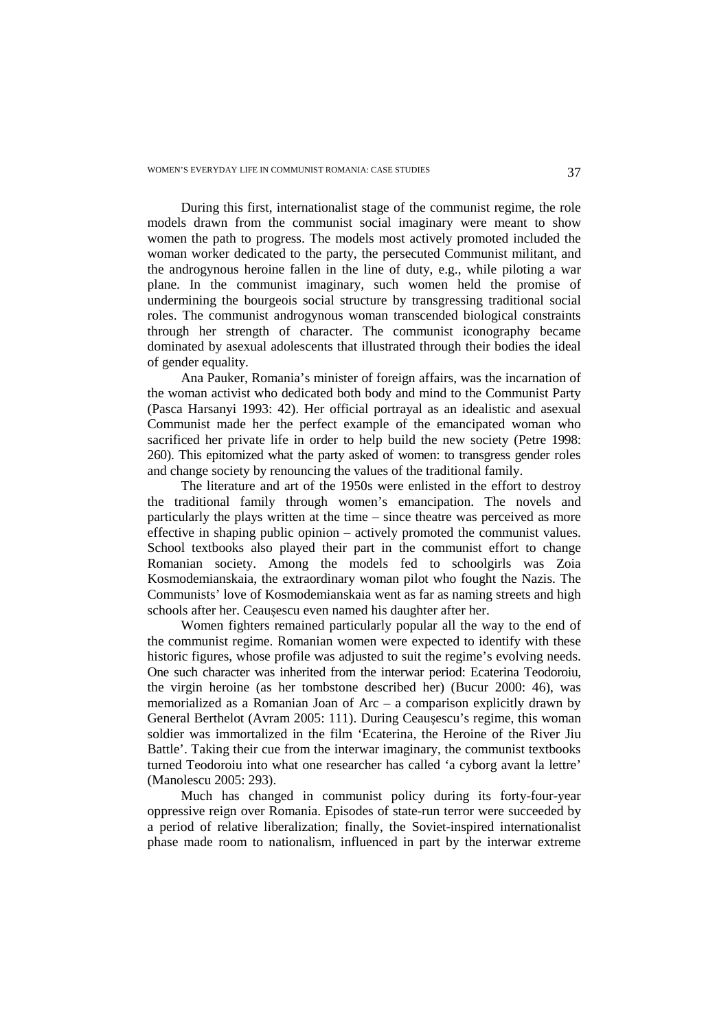During this first, internationalist stage of the communist regime, the role models drawn from the communist social imaginary were meant to show women the path to progress. The models most actively promoted included the woman worker dedicated to the party, the persecuted Communist militant, and the androgynous heroine fallen in the line of duty, e.g., while piloting a war plane. In the communist imaginary, such women held the promise of undermining the bourgeois social structure by transgressing traditional social roles. The communist androgynous woman transcended biological constraints through her strength of character. The communist iconography became dominated by asexual adolescents that illustrated through their bodies the ideal of gender equality.

Ana Pauker, Romania's minister of foreign affairs, was the incarnation of the woman activist who dedicated both body and mind to the Communist Party (Pasca Harsanyi 1993: 42). Her official portrayal as an idealistic and asexual Communist made her the perfect example of the emancipated woman who sacrificed her private life in order to help build the new society (Petre 1998: 260). This epitomized what the party asked of women: to transgress gender roles and change society by renouncing the values of the traditional family.

The literature and art of the 1950s were enlisted in the effort to destroy the traditional family through women's emancipation. The novels and particularly the plays written at the time – since theatre was perceived as more effective in shaping public opinion – actively promoted the communist values. School textbooks also played their part in the communist effort to change Romanian society. Among the models fed to schoolgirls was Zoia Kosmodemianskaia, the extraordinary woman pilot who fought the Nazis. The Communists' love of Kosmodemianskaia went as far as naming streets and high schools after her. Ceaușescu even named his daughter after her.

Women fighters remained particularly popular all the way to the end of the communist regime. Romanian women were expected to identify with these historic figures, whose profile was adjusted to suit the regime's evolving needs. One such character was inherited from the interwar period: Ecaterina Teodoroiu, the virgin heroine (as her tombstone described her) (Bucur 2000: 46), was memorialized as a Romanian Joan of Arc – a comparison explicitly drawn by General Berthelot (Avram 2005: 111). During Ceaușescu's regime, this woman soldier was immortalized in the film 'Ecaterina, the Heroine of the River Jiu Battle'. Taking their cue from the interwar imaginary, the communist textbooks turned Teodoroiu into what one researcher has called 'a cyborg avant la lettre' (Manolescu 2005: 293).

Much has changed in communist policy during its forty-four-year oppressive reign over Romania. Episodes of state-run terror were succeeded by a period of relative liberalization; finally, the Soviet-inspired internationalist phase made room to nationalism, influenced in part by the interwar extreme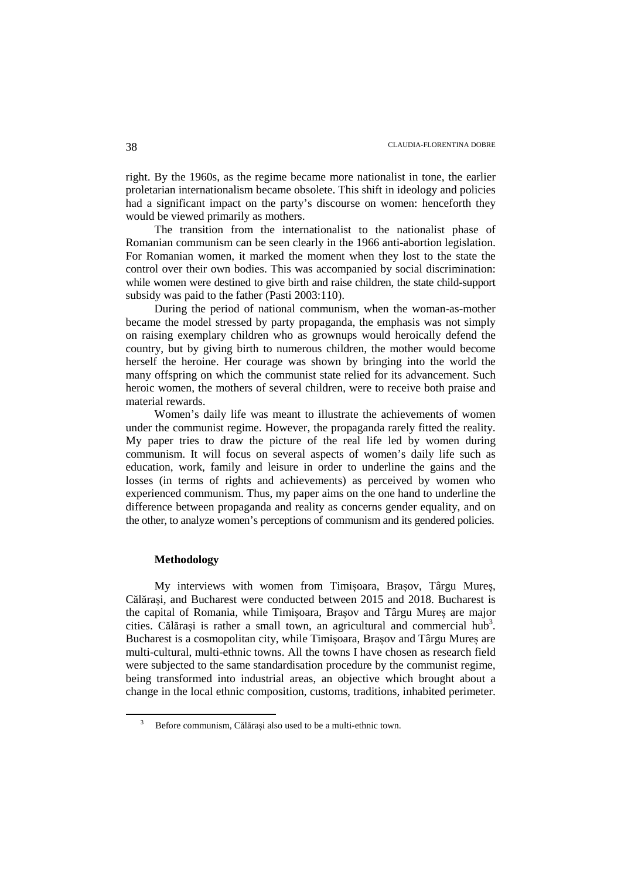right. By the 1960s, as the regime became more nationalist in tone, the earlier proletarian internationalism became obsolete. This shift in ideology and policies had a significant impact on the party's discourse on women: henceforth they would be viewed primarily as mothers.

The transition from the internationalist to the nationalist phase of Romanian communism can be seen clearly in the 1966 anti-abortion legislation. For Romanian women, it marked the moment when they lost to the state the control over their own bodies. This was accompanied by social discrimination: while women were destined to give birth and raise children, the state child-support subsidy was paid to the father (Pasti 2003:110).

During the period of national communism, when the woman-as-mother became the model stressed by party propaganda, the emphasis was not simply on raising exemplary children who as grownups would heroically defend the country, but by giving birth to numerous children, the mother would become herself the heroine. Her courage was shown by bringing into the world the many offspring on which the communist state relied for its advancement. Such heroic women, the mothers of several children, were to receive both praise and material rewards.

Women's daily life was meant to illustrate the achievements of women under the communist regime. However, the propaganda rarely fitted the reality. My paper tries to draw the picture of the real life led by women during communism. It will focus on several aspects of women's daily life such as education, work, family and leisure in order to underline the gains and the losses (in terms of rights and achievements) as perceived by women who experienced communism. Thus, my paper aims on the one hand to underline the difference between propaganda and reality as concerns gender equality, and on the other, to analyze women's perceptions of communism and its gendered policies.

## Methodology

My interviews with women from Timișoara, Brașov, Târgu Mureș, Călărași, and Bucharest were conducted between 2015 and 2018. Bucharest is the capital of Romania, while Timișoara, Brașov and Târgu Mureș are major cities. Călărași is rather a small town, an agricultural and commercial hub[3]. Bucharest is a cosmopolitan city, while Timișoara, Brașov and Târgu Mureș are multi-cultural, multi-ethnic towns. All the towns I have chosen as research field were subjected to the same standardisation procedure by the communist regime, being transformed into industrial areas, an objective which brought about a change in the local ethnic composition, customs, traditions, inhabited perimeter.

[3] Before communism, Călărași also used to be a multi-ethnic town.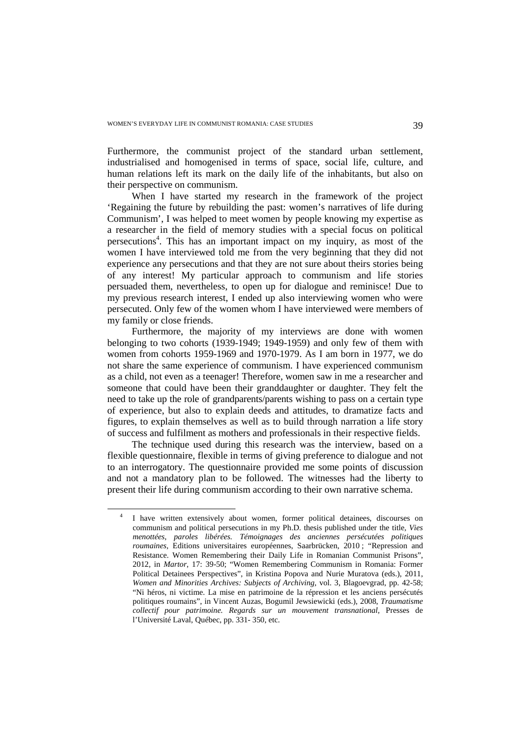Furthermore, the communist project of the standard urban settlement, industrialised and homogenised in terms of space, social life, culture, and human relations left its mark on the daily life of the inhabitants, but also on their perspective on communism.

When I have started my research in the framework of the project 'Regaining the future by rebuilding the past: women's narratives of life during Communism', I was helped to meet women by people knowing my expertise as a researcher in the field of memory studies with a special focus on political persecutions[4]. This has an important impact on my inquiry, as most of the women I have interviewed told me from the very beginning that they did not experience any persecutions and that they are not sure about theirs stories being of any interest! My particular approach to communism and life stories persuaded them, nevertheless, to open up for dialogue and reminisce! Due to my previous research interest, I ended up also interviewing women who were persecuted. Only few of the women whom I have interviewed were members of my family or close friends.

Furthermore, the majority of my interviews are done with women belonging to two cohorts (1939-1949; 1949-1959) and only few of them with women from cohorts 1959-1969 and 1970-1979. As I am born in 1977, we do not share the same experience of communism. I have experienced communism as a child, not even as a teenager! Therefore, women saw in me a researcher and someone that could have been their granddaughter or daughter. They felt the need to take up the role of grandparents/parents wishing to pass on a certain type of experience, but also to explain deeds and attitudes, to dramatize facts and figures, to explain themselves as well as to build through narration a life story of success and fulfilment as mothers and professionals in their respective fields.

The technique used during this research was the interview, based on a flexible questionnaire, flexible in terms of giving preference to dialogue and not to an interrogatory. The questionnaire provided me some points of discussion and not a mandatory plan to be followed. The witnesses had the liberty to present their life during communism according to their own narrative schema.

---

[4] I have written extensively about women, former political detainees, discourses on communism and political persecutions in my Ph.D. thesis published under the title, *Vies menottées, paroles libérées. Témoignages des anciennes persécutées politiques roumaines*, Editions universitaires européennes, Saarbrücken, 2010 ; "Repression and Resistance. Women Remembering their Daily Life in Romanian Communist Prisons", 2012, in *Martor*, 17: 39-50; "Women Remembering Communism in Romania: Former Political Detainees Perspectives", in Kristina Popova and Nurie Muratova (eds.), 2011, *Women and Minorities Archives: Subjects of Archiving*, vol. 3, Blagoevgrad, pp. 42-58; "Ni héros, ni victime. La mise en patrimoine de la répression et les anciens persécutés politiques roumains", in Vincent Auzas, Bogumil Jewsiewicki (eds.), 2008, *Traumatisme collectif pour patrimoine. Regards sur un mouvement transnational*, Presses de l'Université Laval, Québec, pp. 331- 350, etc.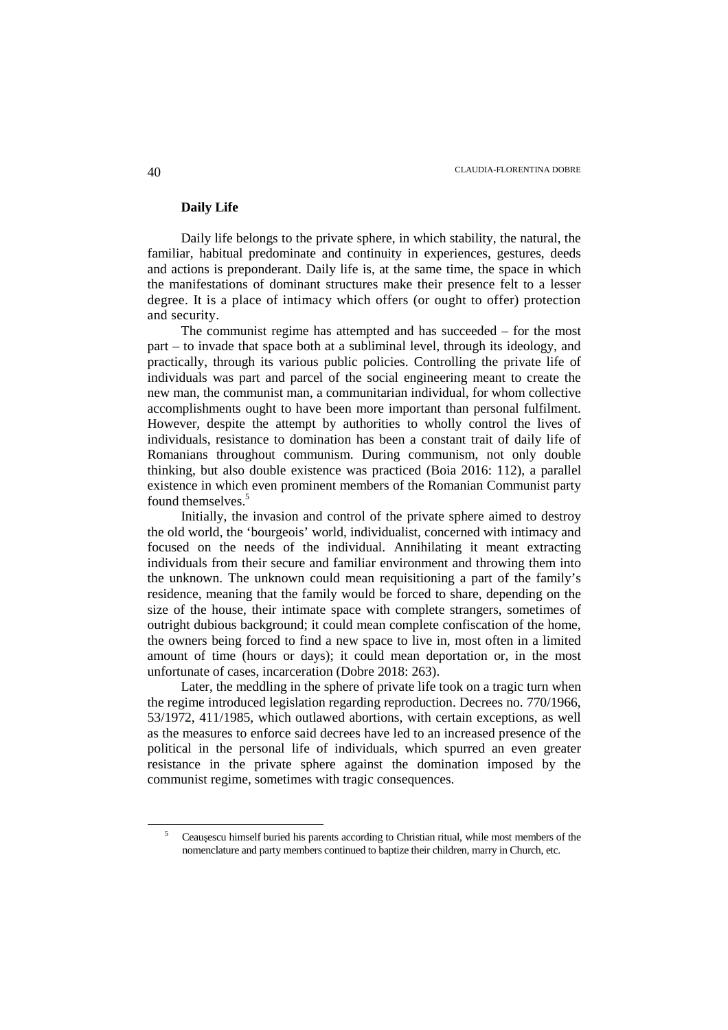**Daily Life**

Daily life belongs to the private sphere, in which stability, the natural, the familiar, habitual predominate and continuity in experiences, gestures, deeds and actions is preponderant. Daily life is, at the same time, the space in which the manifestations of dominant structures make their presence felt to a lesser degree. It is a place of intimacy which offers (or ought to offer) protection and security.

The communist regime has attempted and has succeeded – for the most part – to invade that space both at a subliminal level, through its ideology, and practically, through its various public policies. Controlling the private life of individuals was part and parcel of the social engineering meant to create the new man, the communist man, a communitarian individual, for whom collective accomplishments ought to have been more important than personal fulfilment. However, despite the attempt by authorities to wholly control the lives of individuals, resistance to domination has been a constant trait of daily life of Romanians throughout communism. During communism, not only double thinking, but also double existence was practiced (Boia 2016: 112), a parallel existence in which even prominent members of the Romanian Communist party found themselves.[5]

Initially, the invasion and control of the private sphere aimed to destroy the old world, the 'bourgeois' world, individualist, concerned with intimacy and focused on the needs of the individual. Annihilating it meant extracting individuals from their secure and familiar environment and throwing them into the unknown. The unknown could mean requisitioning a part of the family's residence, meaning that the family would be forced to share, depending on the size of the house, their intimate space with complete strangers, sometimes of outright dubious background; it could mean complete confiscation of the home, the owners being forced to find a new space to live in, most often in a limited amount of time (hours or days); it could mean deportation or, in the most unfortunate of cases, incarceration (Dobre 2018: 263).

Later, the meddling in the sphere of private life took on a tragic turn when the regime introduced legislation regarding reproduction. Decrees no. 770/1966, 53/1972, 411/1985, which outlawed abortions, with certain exceptions, as well as the measures to enforce said decrees have led to an increased presence of the political in the personal life of individuals, which spurred an even greater resistance in the private sphere against the domination imposed by the communist regime, sometimes with tragic consequences.

---

[5] Ceaușescu himself buried his parents according to Christian ritual, while most members of the nomenclature and party members continued to baptize their children, marry in Church, etc.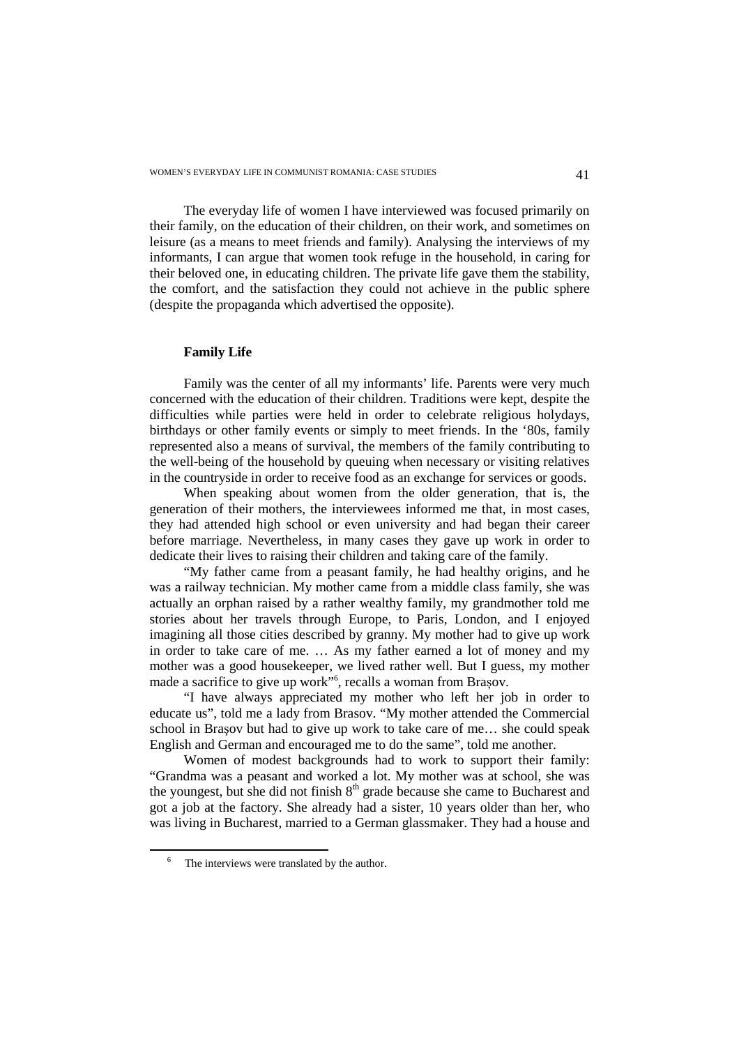The everyday life of women I have interviewed was focused primarily on their family, on the education of their children, on their work, and sometimes on leisure (as a means to meet friends and family). Analysing the interviews of my informants, I can argue that women took refuge in the household, in caring for their beloved one, in educating children. The private life gave them the stability, the comfort, and the satisfaction they could not achieve in the public sphere (despite the propaganda which advertised the opposite).

**Family Life**

Family was the center of all my informants' life. Parents were very much concerned with the education of their children. Traditions were kept, despite the difficulties while parties were held in order to celebrate religious holydays, birthdays or other family events or simply to meet friends. In the '80s, family represented also a means of survival, the members of the family contributing to the well-being of the household by queuing when necessary or visiting relatives in the countryside in order to receive food as an exchange for services or goods.

When speaking about women from the older generation, that is, the generation of their mothers, the interviewees informed me that, in most cases, they had attended high school or even university and had began their career before marriage. Nevertheless, in many cases they gave up work in order to dedicate their lives to raising their children and taking care of the family.

"My father came from a peasant family, he had healthy origins, and he was a railway technician. My mother came from a middle class family, she was actually an orphan raised by a rather wealthy family, my grandmother told me stories about her travels through Europe, to Paris, London, and I enjoyed imagining all those cities described by granny. My mother had to give up work in order to take care of me. … As my father earned a lot of money and my mother was a good housekeeper, we lived rather well. But I guess, my mother made a sacrifice to give up work"[6], recalls a woman from Brașov.

"I have always appreciated my mother who left her job in order to educate us", told me a lady from Brasov. "My mother attended the Commercial school in Brașov but had to give up work to take care of me… she could speak English and German and encouraged me to do the same", told me another.

Women of modest backgrounds had to work to support their family: "Grandma was a peasant and worked a lot. My mother was at school, she was the youngest, but she did not finish 8th grade because she came to Bucharest and got a job at the factory. She already had a sister, 10 years older than her, who was living in Bucharest, married to a German glassmaker. They had a house and

[6] The interviews were translated by the author.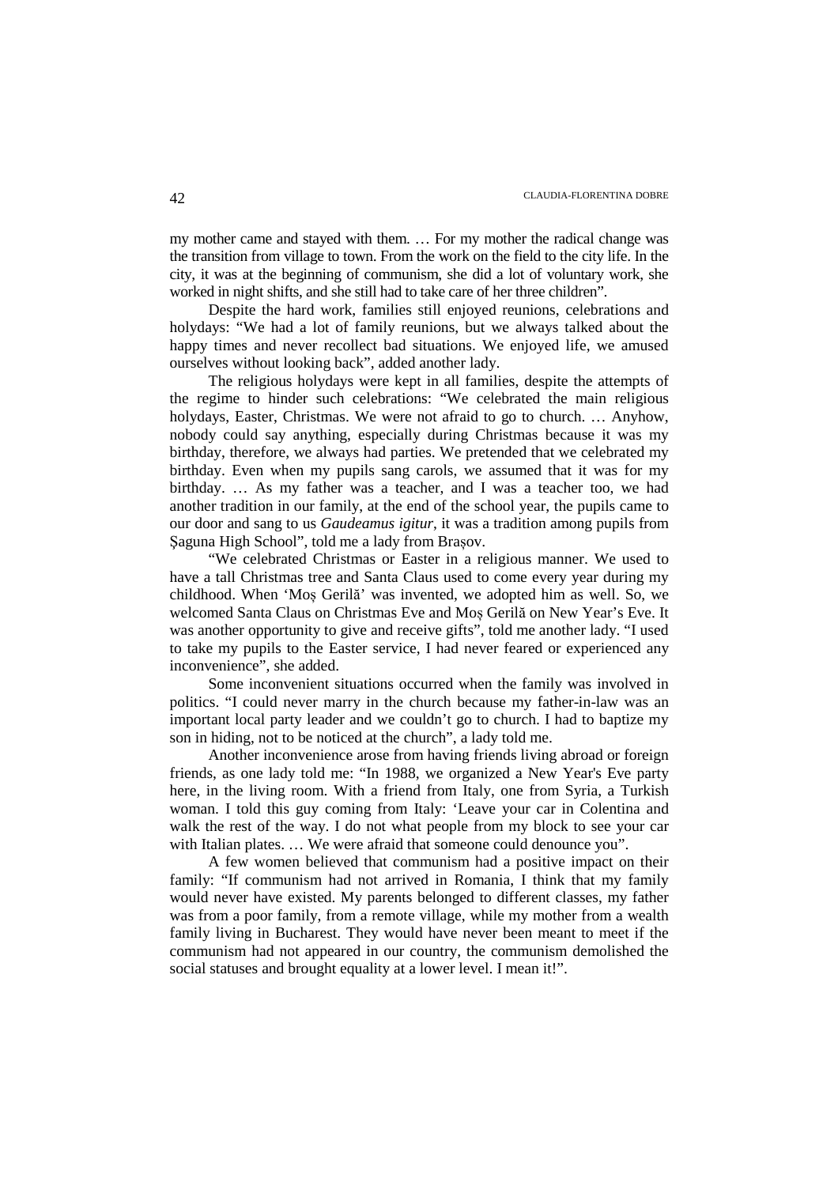my mother came and stayed with them. … For my mother the radical change was the transition from village to town. From the work on the field to the city life. In the city, it was at the beginning of communism, she did a lot of voluntary work, she worked in night shifts, and she still had to take care of her three children".

Despite the hard work, families still enjoyed reunions, celebrations and holydays: "We had a lot of family reunions, but we always talked about the happy times and never recollect bad situations. We enjoyed life, we amused ourselves without looking back", added another lady.

The religious holydays were kept in all families, despite the attempts of the regime to hinder such celebrations: "We celebrated the main religious holydays, Easter, Christmas. We were not afraid to go to church. … Anyhow, nobody could say anything, especially during Christmas because it was my birthday, therefore, we always had parties. We pretended that we celebrated my birthday. Even when my pupils sang carols, we assumed that it was for my birthday. … As my father was a teacher, and I was a teacher too, we had another tradition in our family, at the end of the school year, the pupils came to our door and sang to us *Gaudeamus igitur*, it was a tradition among pupils from Şaguna High School", told me a lady from Braşov.

"We celebrated Christmas or Easter in a religious manner. We used to have a tall Christmas tree and Santa Claus used to come every year during my childhood. When 'Moş Gerilă' was invented, we adopted him as well. So, we welcomed Santa Claus on Christmas Eve and Moş Gerilă on New Year's Eve. It was another opportunity to give and receive gifts", told me another lady. "I used to take my pupils to the Easter service, I had never feared or experienced any inconvenience", she added.

Some inconvenient situations occurred when the family was involved in politics. "I could never marry in the church because my father-in-law was an important local party leader and we couldn't go to church. I had to baptize my son in hiding, not to be noticed at the church", a lady told me.

Another inconvenience arose from having friends living abroad or foreign friends, as one lady told me: "In 1988, we organized a New Year's Eve party here, in the living room. With a friend from Italy, one from Syria, a Turkish woman. I told this guy coming from Italy: 'Leave your car in Colentina and walk the rest of the way. I do not what people from my block to see your car with Italian plates. … We were afraid that someone could denounce you".

A few women believed that communism had a positive impact on their family: "If communism had not arrived in Romania, I think that my family would never have existed. My parents belonged to different classes, my father was from a poor family, from a remote village, while my mother from a wealth family living in Bucharest. They would have never been meant to meet if the communism had not appeared in our country, the communism demolished the social statuses and brought equality at a lower level. I mean it!".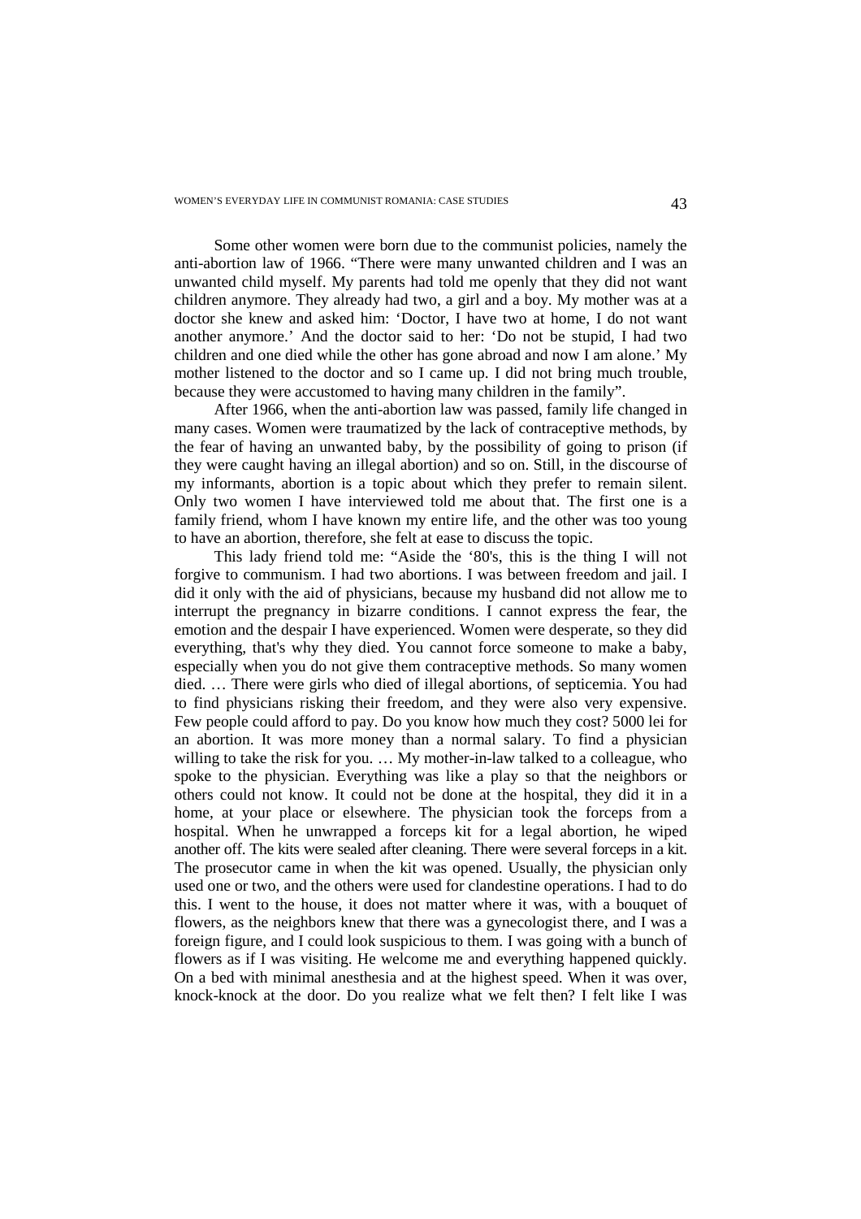Some other women were born due to the communist policies, namely the anti-abortion law of 1966. "There were many unwanted children and I was an unwanted child myself. My parents had told me openly that they did not want children anymore. They already had two, a girl and a boy. My mother was at a doctor she knew and asked him: 'Doctor, I have two at home, I do not want another anymore.' And the doctor said to her: 'Do not be stupid, I had two children and one died while the other has gone abroad and now I am alone.' My mother listened to the doctor and so I came up. I did not bring much trouble, because they were accustomed to having many children in the family".

After 1966, when the anti-abortion law was passed, family life changed in many cases. Women were traumatized by the lack of contraceptive methods, by the fear of having an unwanted baby, by the possibility of going to prison (if they were caught having an illegal abortion) and so on. Still, in the discourse of my informants, abortion is a topic about which they prefer to remain silent. Only two women I have interviewed told me about that. The first one is a family friend, whom I have known my entire life, and the other was too young to have an abortion, therefore, she felt at ease to discuss the topic.

This lady friend told me: "Aside the '80's, this is the thing I will not forgive to communism. I had two abortions. I was between freedom and jail. I did it only with the aid of physicians, because my husband did not allow me to interrupt the pregnancy in bizarre conditions. I cannot express the fear, the emotion and the despair I have experienced. Women were desperate, so they did everything, that's why they died. You cannot force someone to make a baby, especially when you do not give them contraceptive methods. So many women died. … There were girls who died of illegal abortions, of septicemia. You had to find physicians risking their freedom, and they were also very expensive. Few people could afford to pay. Do you know how much they cost? 5000 lei for an abortion. It was more money than a normal salary. To find a physician willing to take the risk for you. … My mother-in-law talked to a colleague, who spoke to the physician. Everything was like a play so that the neighbors or others could not know. It could not be done at the hospital, they did it in a home, at your place or elsewhere. The physician took the forceps from a hospital. When he unwrapped a forceps kit for a legal abortion, he wiped another off. The kits were sealed after cleaning. There were several forceps in a kit. The prosecutor came in when the kit was opened. Usually, the physician only used one or two, and the others were used for clandestine operations. I had to do this. I went to the house, it does not matter where it was, with a bouquet of flowers, as the neighbors knew that there was a gynecologist there, and I was a foreign figure, and I could look suspicious to them. I was going with a bunch of flowers as if I was visiting. He welcome me and everything happened quickly. On a bed with minimal anesthesia and at the highest speed. When it was over, knock-knock at the door. Do you realize what we felt then? I felt like I was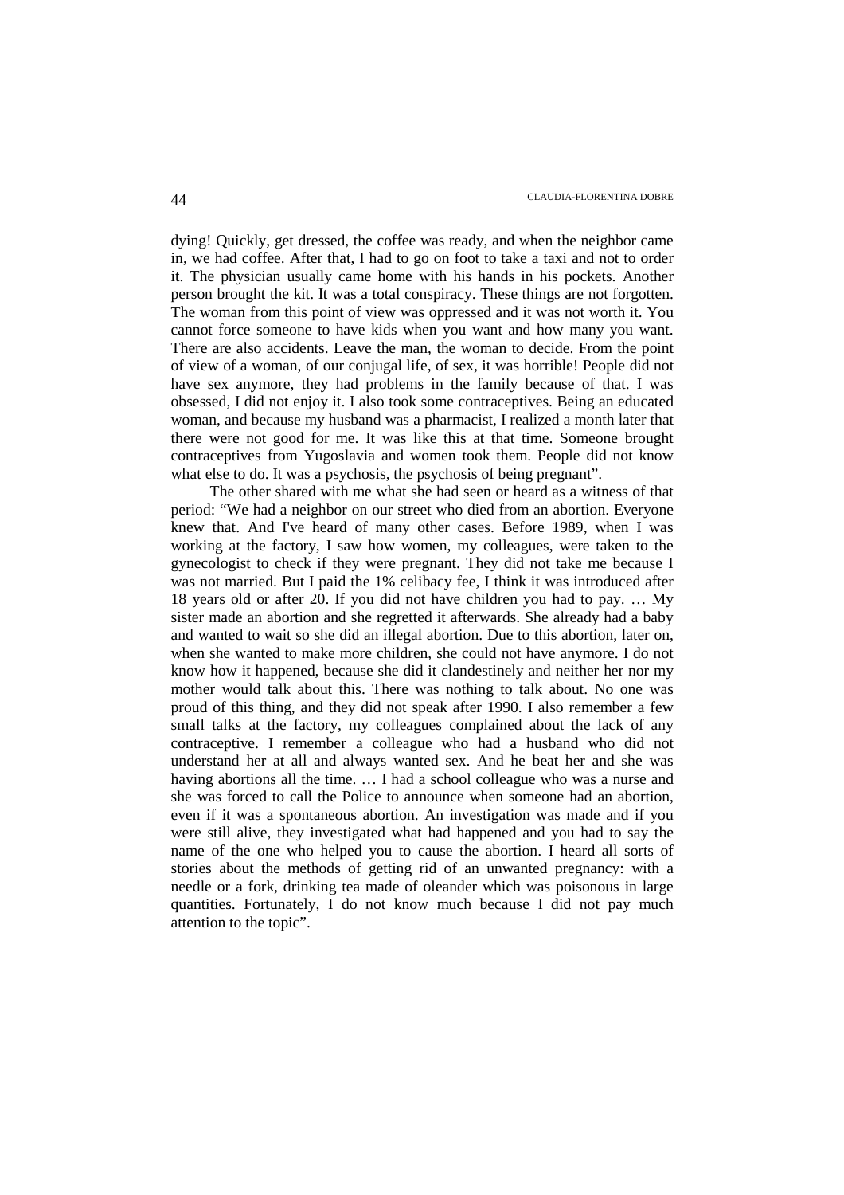dying! Quickly, get dressed, the coffee was ready, and when the neighbor came in, we had coffee. After that, I had to go on foot to take a taxi and not to order it. The physician usually came home with his hands in his pockets. Another person brought the kit. It was a total conspiracy. These things are not forgotten. The woman from this point of view was oppressed and it was not worth it. You cannot force someone to have kids when you want and how many you want. There are also accidents. Leave the man, the woman to decide. From the point of view of a woman, of our conjugal life, of sex, it was horrible! People did not have sex anymore, they had problems in the family because of that. I was obsessed, I did not enjoy it. I also took some contraceptives. Being an educated woman, and because my husband was a pharmacist, I realized a month later that there were not good for me. It was like this at that time. Someone brought contraceptives from Yugoslavia and women took them. People did not know what else to do. It was a psychosis, the psychosis of being pregnant".

The other shared with me what she had seen or heard as a witness of that period: "We had a neighbor on our street who died from an abortion. Everyone knew that. And I've heard of many other cases. Before 1989, when I was working at the factory, I saw how women, my colleagues, were taken to the gynecologist to check if they were pregnant. They did not take me because I was not married. But I paid the 1% celibacy fee, I think it was introduced after 18 years old or after 20. If you did not have children you had to pay. … My sister made an abortion and she regretted it afterwards. She already had a baby and wanted to wait so she did an illegal abortion. Due to this abortion, later on, when she wanted to make more children, she could not have anymore. I do not know how it happened, because she did it clandestinely and neither her nor my mother would talk about this. There was nothing to talk about. No one was proud of this thing, and they did not speak after 1990. I also remember a few small talks at the factory, my colleagues complained about the lack of any contraceptive. I remember a colleague who had a husband who did not understand her at all and always wanted sex. And he beat her and she was having abortions all the time. … I had a school colleague who was a nurse and she was forced to call the Police to announce when someone had an abortion, even if it was a spontaneous abortion. An investigation was made and if you were still alive, they investigated what had happened and you had to say the name of the one who helped you to cause the abortion. I heard all sorts of stories about the methods of getting rid of an unwanted pregnancy: with a needle or a fork, drinking tea made of oleander which was poisonous in large quantities. Fortunately, I do not know much because I did not pay much attention to the topic".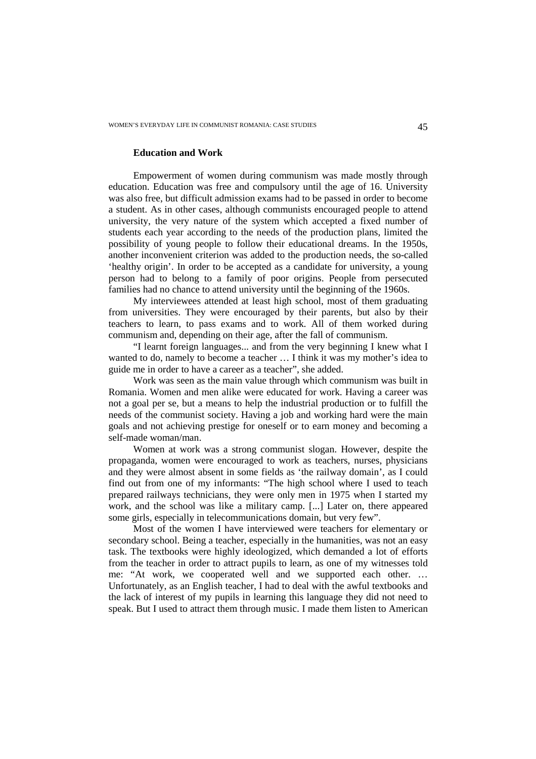### Education and Work

Empowerment of women during communism was made mostly through education. Education was free and compulsory until the age of 16. University was also free, but difficult admission exams had to be passed in order to become a student. As in other cases, although communists encouraged people to attend university, the very nature of the system which accepted a fixed number of students each year according to the needs of the production plans, limited the possibility of young people to follow their educational dreams. In the 1950s, another inconvenient criterion was added to the production needs, the so-called 'healthy origin'. In order to be accepted as a candidate for university, a young person had to belong to a family of poor origins. People from persecuted families had no chance to attend university until the beginning of the 1960s.

My interviewees attended at least high school, most of them graduating from universities. They were encouraged by their parents, but also by their teachers to learn, to pass exams and to work. All of them worked during communism and, depending on their age, after the fall of communism.

"I learnt foreign languages... and from the very beginning I knew what I wanted to do, namely to become a teacher … I think it was my mother's idea to guide me in order to have a career as a teacher", she added.

Work was seen as the main value through which communism was built in Romania. Women and men alike were educated for work. Having a career was not a goal per se, but a means to help the industrial production or to fulfill the needs of the communist society. Having a job and working hard were the main goals and not achieving prestige for oneself or to earn money and becoming a self-made woman/man.

Women at work was a strong communist slogan. However, despite the propaganda, women were encouraged to work as teachers, nurses, physicians and they were almost absent in some fields as 'the railway domain', as I could find out from one of my informants: "The high school where I used to teach prepared railways technicians, they were only men in 1975 when I started my work, and the school was like a military camp. [...] Later on, there appeared some girls, especially in telecommunications domain, but very few".

Most of the women I have interviewed were teachers for elementary or secondary school. Being a teacher, especially in the humanities, was not an easy task. The textbooks were highly ideologized, which demanded a lot of efforts from the teacher in order to attract pupils to learn, as one of my witnesses told me: "At work, we cooperated well and we supported each other. … Unfortunately, as an English teacher, I had to deal with the awful textbooks and the lack of interest of my pupils in learning this language they did not need to speak. But I used to attract them through music. I made them listen to American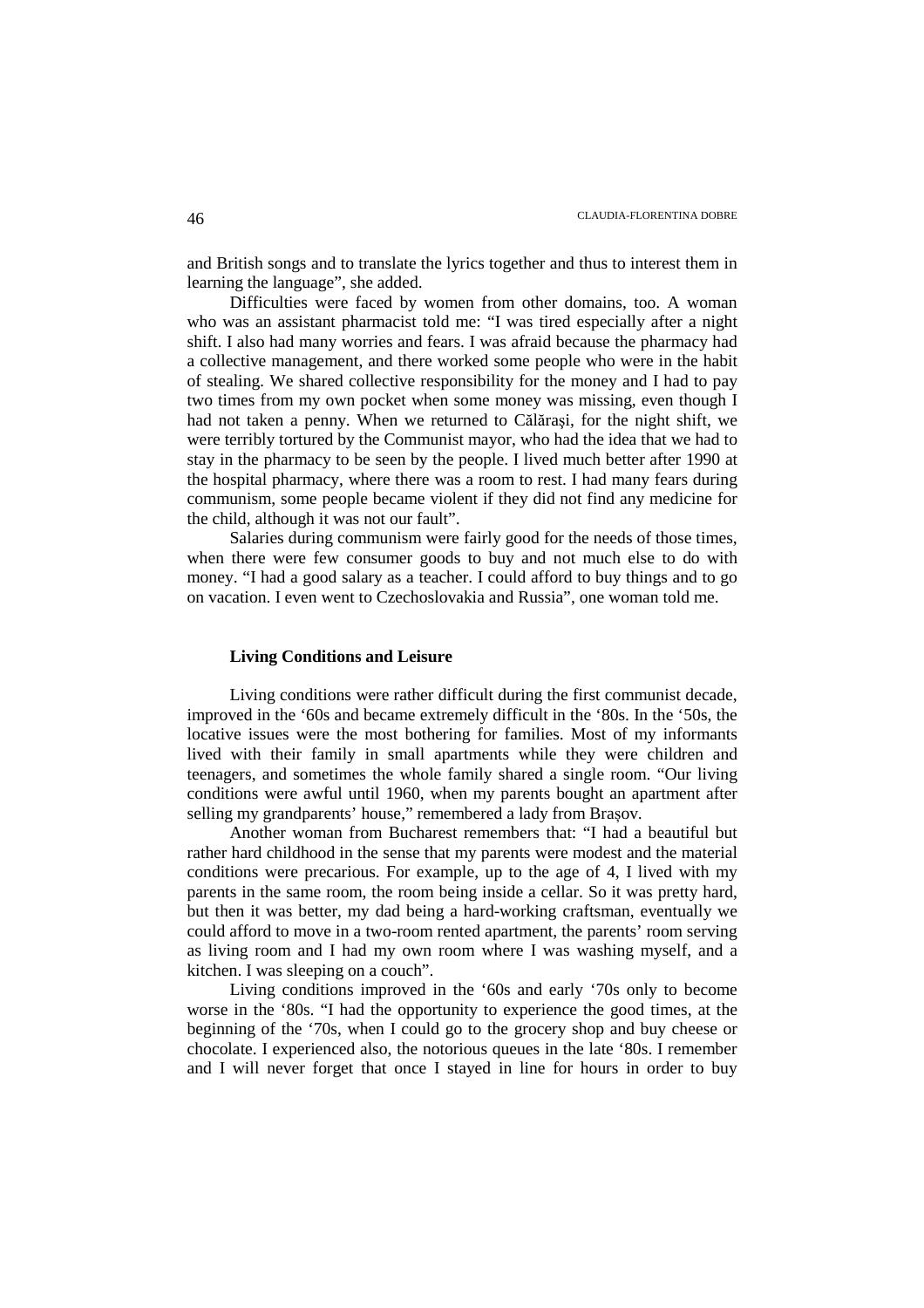and British songs and to translate the lyrics together and thus to interest them in learning the language", she added.

Difficulties were faced by women from other domains, too. A woman who was an assistant pharmacist told me: "I was tired especially after a night shift. I also had many worries and fears. I was afraid because the pharmacy had a collective management, and there worked some people who were in the habit of stealing. We shared collective responsibility for the money and I had to pay two times from my own pocket when some money was missing, even though I had not taken a penny. When we returned to Călăraşi, for the night shift, we were terribly tortured by the Communist mayor, who had the idea that we had to stay in the pharmacy to be seen by the people. I lived much better after 1990 at the hospital pharmacy, where there was a room to rest. I had many fears during communism, some people became violent if they did not find any medicine for the child, although it was not our fault".

Salaries during communism were fairly good for the needs of those times, when there were few consumer goods to buy and not much else to do with money. "I had a good salary as a teacher. I could afford to buy things and to go on vacation. I even went to Czechoslovakia and Russia", one woman told me.

## Living Conditions and Leisure

Living conditions were rather difficult during the first communist decade, improved in the '60s and became extremely difficult in the '80s. In the '50s, the locative issues were the most bothering for families. Most of my informants lived with their family in small apartments while they were children and teenagers, and sometimes the whole family shared a single room. "Our living conditions were awful until 1960, when my parents bought an apartment after selling my grandparents' house," remembered a lady from Brașov.

Another woman from Bucharest remembers that: "I had a beautiful but rather hard childhood in the sense that my parents were modest and the material conditions were precarious. For example, up to the age of 4, I lived with my parents in the same room, the room being inside a cellar. So it was pretty hard, but then it was better, my dad being a hard-working craftsman, eventually we could afford to move in a two-room rented apartment, the parents' room serving as living room and I had my own room where I was washing myself, and a kitchen. I was sleeping on a couch".

Living conditions improved in the '60s and early '70s only to become worse in the '80s. "I had the opportunity to experience the good times, at the beginning of the '70s, when I could go to the grocery shop and buy cheese or chocolate. I experienced also, the notorious queues in the late '80s. I remember and I will never forget that once I stayed in line for hours in order to buy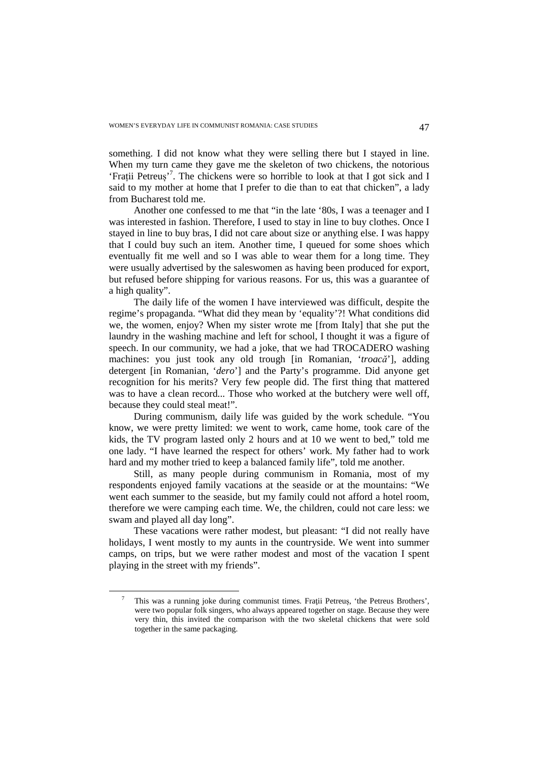something. I did not know what they were selling there but I stayed in line. When my turn came they gave me the skeleton of two chickens, the notorious 'Fraţii Petreuş'[7]. The chickens were so horrible to look at that I got sick and I said to my mother at home that I prefer to die than to eat that chicken", a lady from Bucharest told me.

Another one confessed to me that "in the late '80s, I was a teenager and I was interested in fashion. Therefore, I used to stay in line to buy clothes. Once I stayed in line to buy bras, I did not care about size or anything else. I was happy that I could buy such an item. Another time, I queued for some shoes which eventually fit me well and so I was able to wear them for a long time. They were usually advertised by the saleswomen as having been produced for export, but refused before shipping for various reasons. For us, this was a guarantee of a high quality".

The daily life of the women I have interviewed was difficult, despite the regime's propaganda. "What did they mean by 'equality'?! What conditions did we, the women, enjoy? When my sister wrote me [from Italy] that she put the laundry in the washing machine and left for school, I thought it was a figure of speech. In our community, we had a joke, that we had TROCADERO washing machines: you just took any old trough [in Romanian, '*troacă*'], adding detergent [in Romanian, '*dero*'] and the Party's programme. Did anyone get recognition for his merits? Very few people did. The first thing that mattered was to have a clean record... Those who worked at the butchery were well off, because they could steal meat!".

During communism, daily life was guided by the work schedule. "You know, we were pretty limited: we went to work, came home, took care of the kids, the TV program lasted only 2 hours and at 10 we went to bed," told me one lady. "I have learned the respect for others' work. My father had to work hard and my mother tried to keep a balanced family life", told me another.

Still, as many people during communism in Romania, most of my respondents enjoyed family vacations at the seaside or at the mountains: "We went each summer to the seaside, but my family could not afford a hotel room, therefore we were camping each time. We, the children, could not care less: we swam and played all day long".

These vacations were rather modest, but pleasant: "I did not really have holidays, I went mostly to my aunts in the countryside. We went into summer camps, on trips, but we were rather modest and most of the vacation I spent playing in the street with my friends".

---

[7] This was a running joke during communist times. Fraţii Petreuş, 'the Petreus Brothers', were two popular folk singers, who always appeared together on stage. Because they were very thin, this invited the comparison with the two skeletal chickens that were sold together in the same packaging.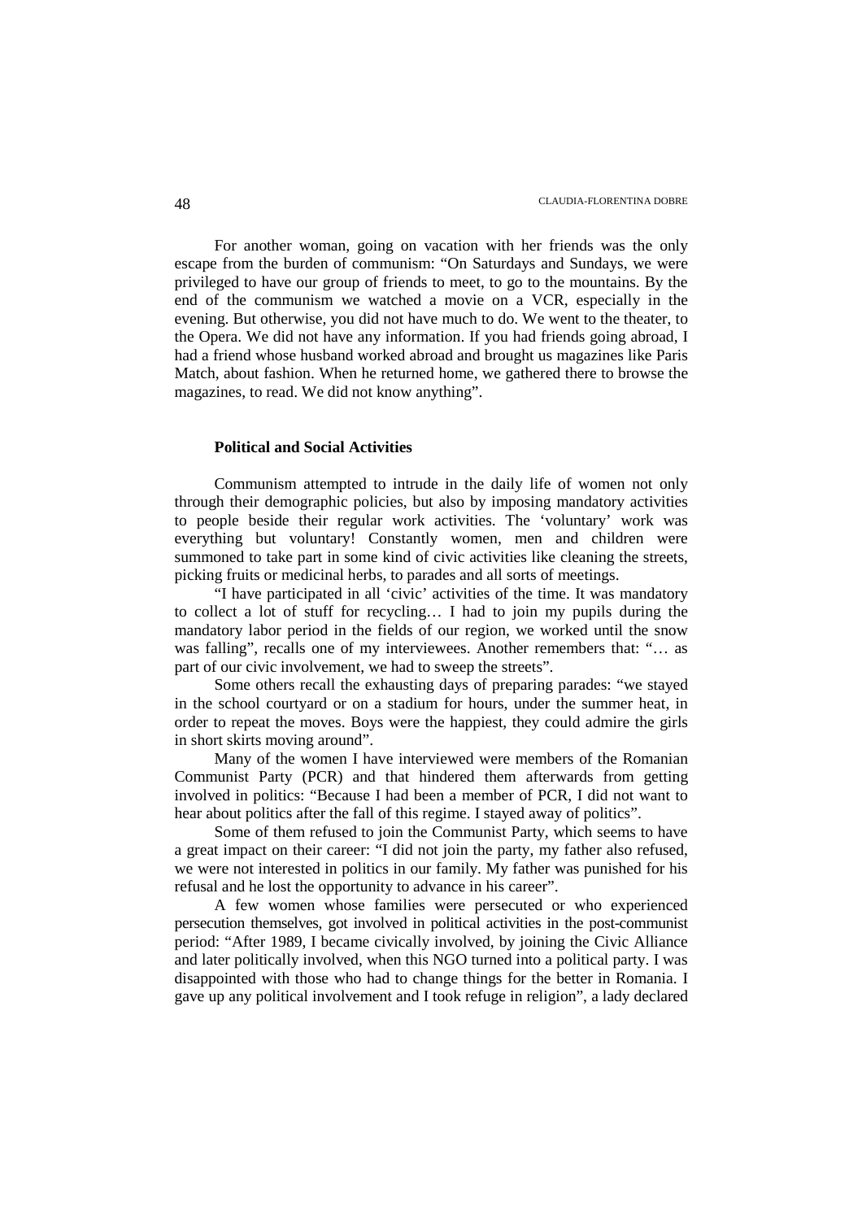For another woman, going on vacation with her friends was the only escape from the burden of communism: "On Saturdays and Sundays, we were privileged to have our group of friends to meet, to go to the mountains. By the end of the communism we watched a movie on a VCR, especially in the evening. But otherwise, you did not have much to do. We went to the theater, to the Opera. We did not have any information. If you had friends going abroad, I had a friend whose husband worked abroad and brought us magazines like Paris Match, about fashion. When he returned home, we gathered there to browse the magazines, to read. We did not know anything".

## Political and Social Activities

Communism attempted to intrude in the daily life of women not only through their demographic policies, but also by imposing mandatory activities to people beside their regular work activities. The 'voluntary' work was everything but voluntary! Constantly women, men and children were summoned to take part in some kind of civic activities like cleaning the streets, picking fruits or medicinal herbs, to parades and all sorts of meetings.

"I have participated in all 'civic' activities of the time. It was mandatory to collect a lot of stuff for recycling… I had to join my pupils during the mandatory labor period in the fields of our region, we worked until the snow was falling", recalls one of my interviewees. Another remembers that: "… as part of our civic involvement, we had to sweep the streets".

Some others recall the exhausting days of preparing parades: "we stayed in the school courtyard or on a stadium for hours, under the summer heat, in order to repeat the moves. Boys were the happiest, they could admire the girls in short skirts moving around".

Many of the women I have interviewed were members of the Romanian Communist Party (PCR) and that hindered them afterwards from getting involved in politics: "Because I had been a member of PCR, I did not want to hear about politics after the fall of this regime. I stayed away of politics".

Some of them refused to join the Communist Party, which seems to have a great impact on their career: "I did not join the party, my father also refused, we were not interested in politics in our family. My father was punished for his refusal and he lost the opportunity to advance in his career".

A few women whose families were persecuted or who experienced persecution themselves, got involved in political activities in the post-communist period: "After 1989, I became civically involved, by joining the Civic Alliance and later politically involved, when this NGO turned into a political party. I was disappointed with those who had to change things for the better in Romania. I gave up any political involvement and I took refuge in religion", a lady declared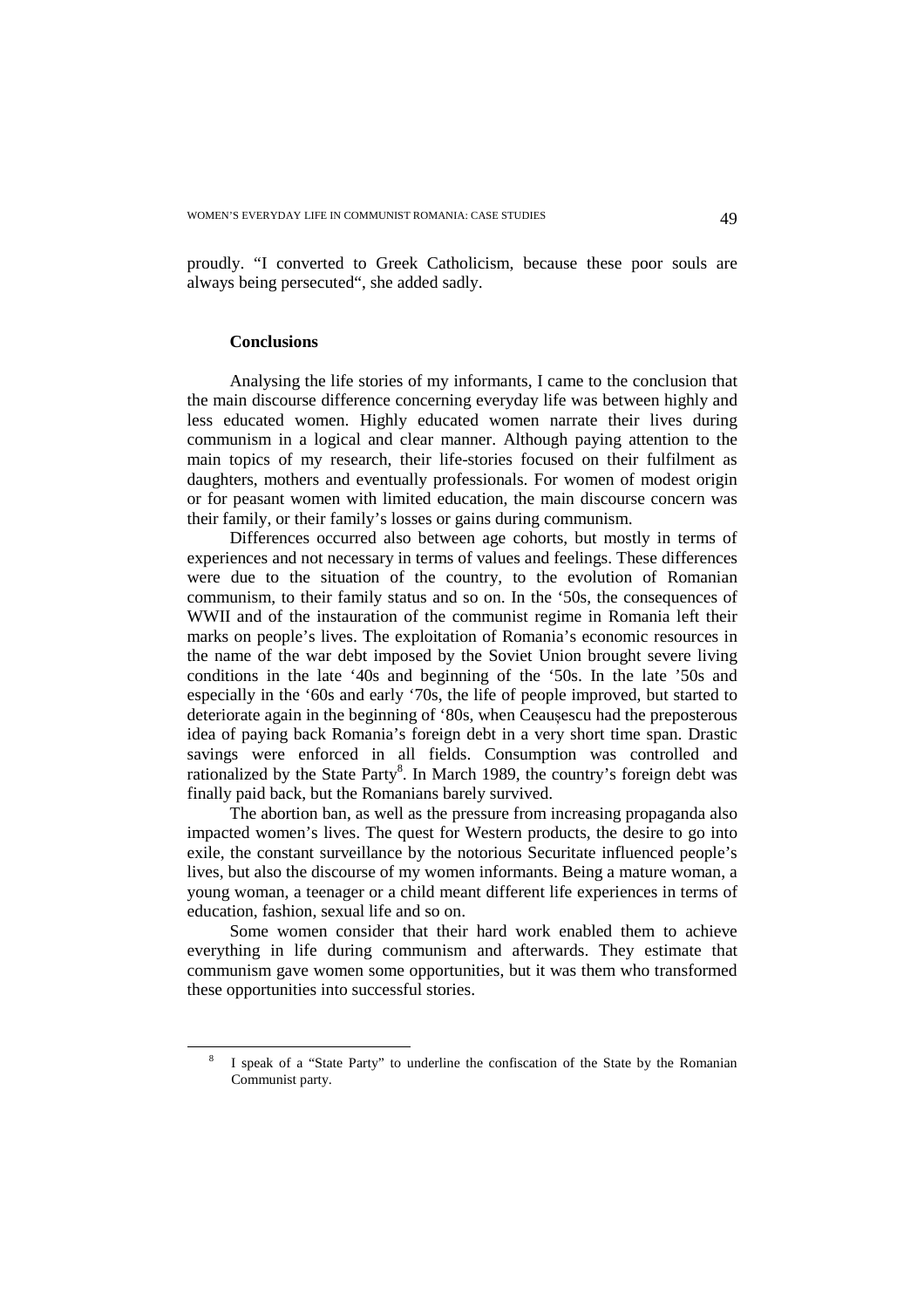proudly. “I converted to Greek Catholicism, because these poor souls are always being persecuted“, she added sadly.

## Conclusions

Analysing the life stories of my informants, I came to the conclusion that the main discourse difference concerning everyday life was between highly and less educated women. Highly educated women narrate their lives during communism in a logical and clear manner. Although paying attention to the main topics of my research, their life-stories focused on their fulfilment as daughters, mothers and eventually professionals. For women of modest origin or for peasant women with limited education, the main discourse concern was their family, or their family’s losses or gains during communism.

Differences occurred also between age cohorts, but mostly in terms of experiences and not necessary in terms of values and feelings. These differences were due to the situation of the country, to the evolution of Romanian communism, to their family status and so on. In the ‘50s, the consequences of WWII and of the instauration of the communist regime in Romania left their marks on people’s lives. The exploitation of Romania’s economic resources in the name of the war debt imposed by the Soviet Union brought severe living conditions in the late ‘40s and beginning of the ‘50s. In the late ’50s and especially in the ‘60s and early ‘70s, the life of people improved, but started to deteriorate again in the beginning of ‘80s, when Ceaușescu had the preposterous idea of paying back Romania’s foreign debt in a very short time span. Drastic savings were enforced in all fields. Consumption was controlled and rationalized by the State Party[8]. In March 1989, the country’s foreign debt was finally paid back, but the Romanians barely survived.

The abortion ban, as well as the pressure from increasing propaganda also impacted women’s lives. The quest for Western products, the desire to go into exile, the constant surveillance by the notorious Securitate influenced people’s lives, but also the discourse of my women informants. Being a mature woman, a young woman, a teenager or a child meant different life experiences in terms of education, fashion, sexual life and so on.

Some women consider that their hard work enabled them to achieve everything in life during communism and afterwards. They estimate that communism gave women some opportunities, but it was them who transformed these opportunities into successful stories.

[8] I speak of a “State Party” to underline the confiscation of the State by the Romanian Communist party.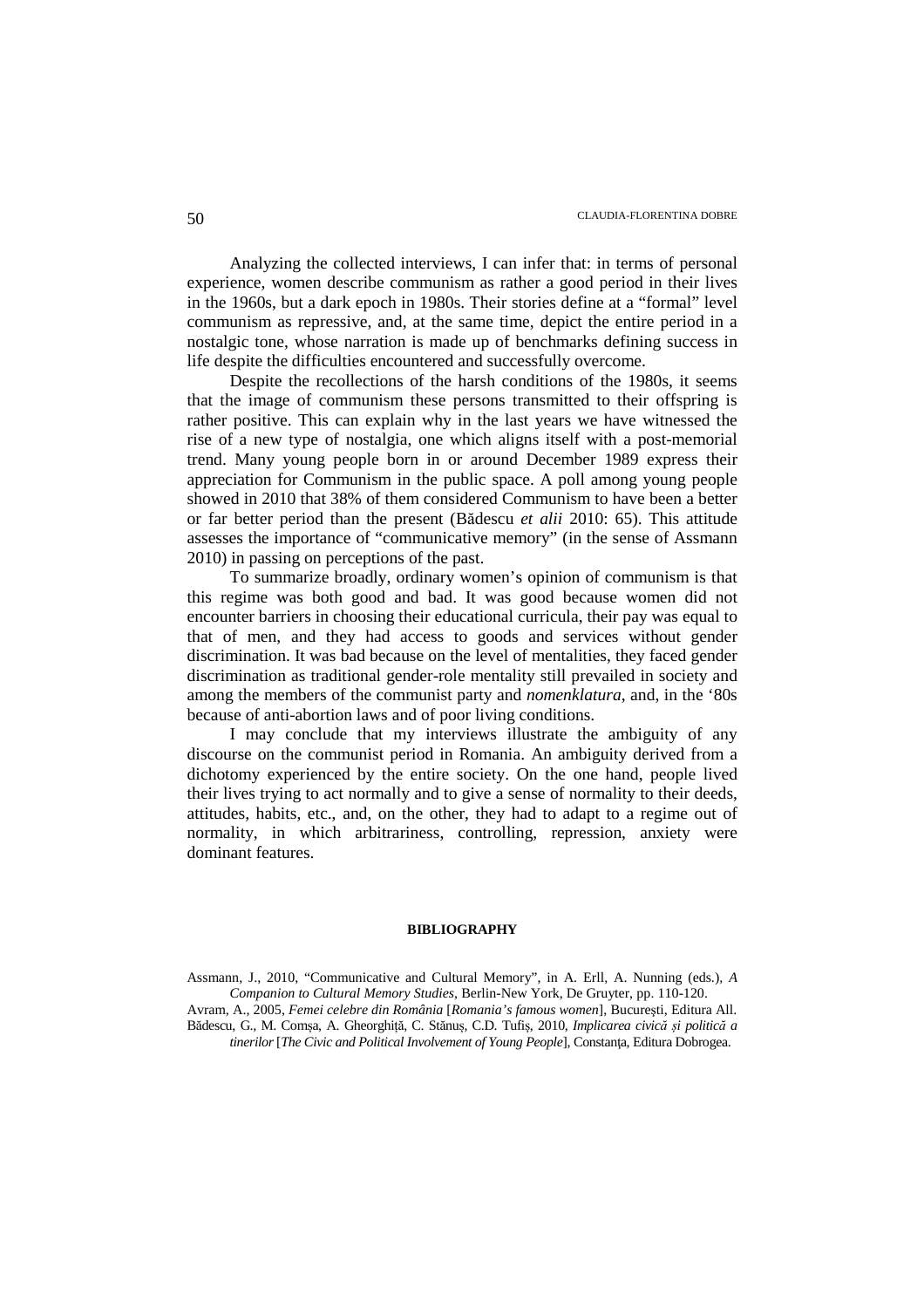Analyzing the collected interviews, I can infer that: in terms of personal experience, women describe communism as rather a good period in their lives in the 1960s, but a dark epoch in 1980s. Their stories define at a "formal" level communism as repressive, and, at the same time, depict the entire period in a nostalgic tone, whose narration is made up of benchmarks defining success in life despite the difficulties encountered and successfully overcome.

Despite the recollections of the harsh conditions of the 1980s, it seems that the image of communism these persons transmitted to their offspring is rather positive. This can explain why in the last years we have witnessed the rise of a new type of nostalgia, one which aligns itself with a post-memorial trend. Many young people born in or around December 1989 express their appreciation for Communism in the public space. A poll among young people showed in 2010 that 38% of them considered Communism to have been a better or far better period than the present (Bădescu *et alii* 2010: 65). This attitude assesses the importance of "communicative memory" (in the sense of Assmann 2010) in passing on perceptions of the past.

To summarize broadly, ordinary women's opinion of communism is that this regime was both good and bad. It was good because women did not encounter barriers in choosing their educational curricula, their pay was equal to that of men, and they had access to goods and services without gender discrimination. It was bad because on the level of mentalities, they faced gender discrimination as traditional gender-role mentality still prevailed in society and among the members of the communist party and *nomenklatura*, and, in the '80s because of anti-abortion laws and of poor living conditions.

I may conclude that my interviews illustrate the ambiguity of any discourse on the communist period in Romania. An ambiguity derived from a dichotomy experienced by the entire society. On the one hand, people lived their lives trying to act normally and to give a sense of normality to their deeds, attitudes, habits, etc., and, on the other, they had to adapt to a regime out of normality, in which arbitrariness, controlling, repression, anxiety were dominant features.

## BIBLIOGRAPHY

Assmann, J., 2010, "Communicative and Cultural Memory", in A. Erll, A. Nunning (eds.), *A Companion to Cultural Memory Studies*, Berlin-New York, De Gruyter, pp. 110-120.

Avram, A., 2005, *Femei celebre din România* [*Romania's famous women*], Bucureşti, Editura All.

Bădescu, G., M. Comșa, A. Gheorghiță, C. Stănuș, C.D. Tufiș, 2010, *Implicarea civică și politică a tinerilor* [*The Civic and Political Involvement of Young People*], Constanţa, Editura Dobrogea.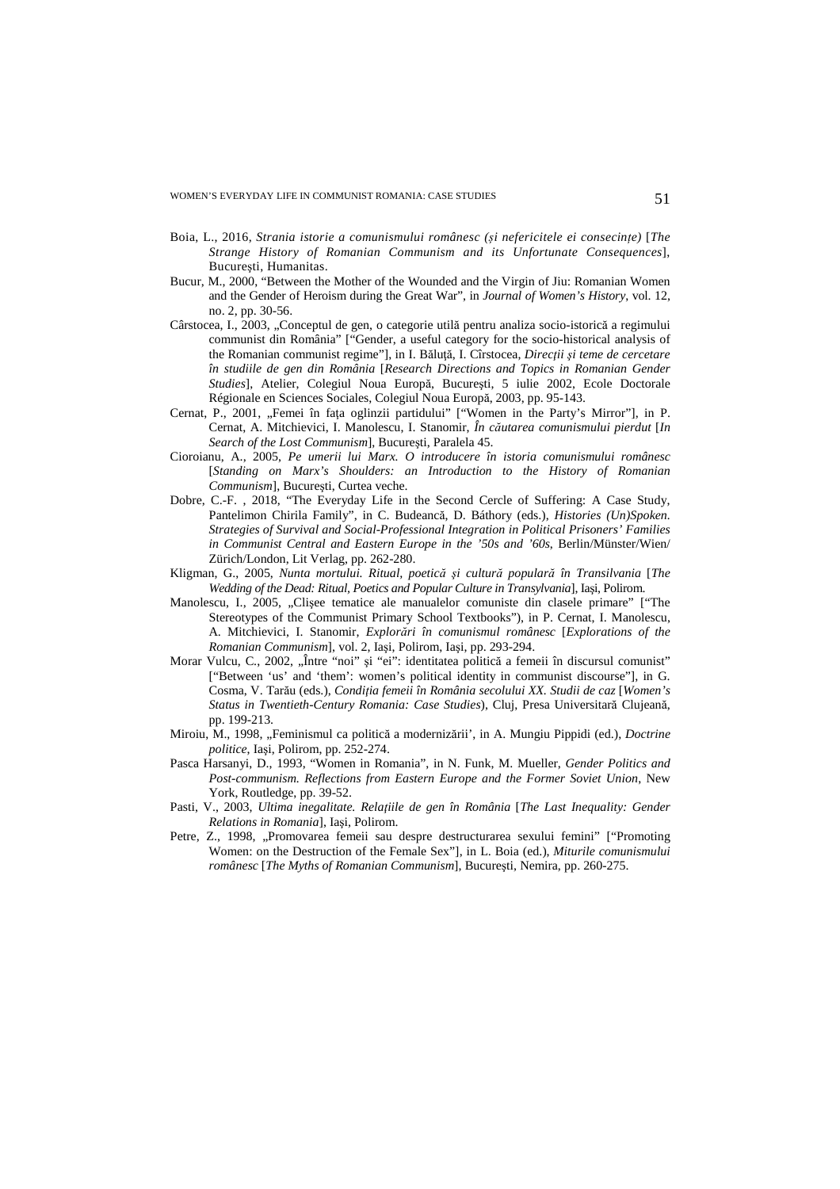Boia, L., 2016, *Strania istorie a comunismului românesc (și nefericitele ei consecințe)* [*The Strange History of Romanian Communism and its Unfortunate Consequences*], Bucureşti, Humanitas.

Bucur, M., 2000, "Between the Mother of the Wounded and the Virgin of Jiu: Romanian Women and the Gender of Heroism during the Great War", in *Journal of Women's History*, vol. 12, no. 2, pp. 30-56.

Cârstocea, I., 2003, „Conceptul de gen, o categorie utilă pentru analiza socio-istorică a regimului communist din România" ["Gender, a useful category for the socio-historical analysis of the Romanian communist regime"], in I. Băluţă, I. Cîrstocea, *Direcții și teme de cercetare în studiile de gen din România* [*Research Directions and Topics in Romanian Gender Studies*], Atelier, Colegiul Noua Europă, București, 5 iulie 2002, Ecole Doctorale Régionale en Sciences Sociales, Colegiul Noua Europă, 2003, pp. 95-143.

Cernat, P., 2001, „Femei în faţa oglinzii partidului" ["Women in the Party's Mirror"], in P. Cernat, A. Mitchievici, I. Manolescu, I. Stanomir, *În căutarea comunismului pierdut* [*In Search of the Lost Communism*], București, Paralela 45.

Cioroianu, A., 2005, *Pe umerii lui Marx. O introducere în istoria comunismului românesc* [*Standing on Marx's Shoulders: an Introduction to the History of Romanian Communism*], Bucureşti, Curtea veche.

Dobre, C.-F. , 2018, "The Everyday Life in the Second Cercle of Suffering: A Case Study, Pantelimon Chirila Family", in C. Budeancă, D. Báthory (eds.), *Histories (Un)Spoken. Strategies of Survival and Social-Professional Integration in Political Prisoners' Families in Communist Central and Eastern Europe in the '50s and '60s*, Berlin/Münster/Wien/ Zürich/London, Lit Verlag, pp. 262-280.

Kligman, G., 2005, *Nunta mortului. Ritual, poetică şi cultură populară în Transilvania* [*The Wedding of the Dead: Ritual, Poetics and Popular Culture in Transylvania*], Iaşi, Polirom.

Manolescu, I., 2005, „Clişee tematice ale manualelor comuniste din clasele primare" ["The Stereotypes of the Communist Primary School Textbooks"), in P. Cernat, I. Manolescu, A. Mitchievici, I. Stanomir, *Explorări în comunismul românesc* [*Explorations of the Romanian Communism*], vol. 2, Iaşi, Polirom, Iaşi, pp. 293-294.

Morar Vulcu, C., 2002, „Între "noi" şi "ei": identitatea politică a femeii în discursul comunist" ["Between 'us' and 'them': women's political identity in communist discourse"], in G. Cosma, V. Tarău (eds.), *Condiția femeii în România secolului XX. Studii de caz* [*Women's Status in Twentieth-Century Romania: Case Studies*), Cluj, Presa Universitară Clujeană, pp. 199-213.

Miroiu, M., 1998, „Feminismul ca politică a modernizării', in A. Mungiu Pippidi (ed.), *Doctrine politice*, Iaşi, Polirom, pp. 252-274.

Pasca Harsanyi, D., 1993, "Women in Romania", in N. Funk, M. Mueller, *Gender Politics and Post-communism. Reflections from Eastern Europe and the Former Soviet Union*, New York, Routledge, pp. 39-52.

Pasti, V., 2003, *Ultima inegalitate. Relațiile de gen în România* [*The Last Inequality: Gender Relations in Romania*], Iaşi, Polirom.

Petre, Z., 1998, „Promovarea femeii sau despre destructurarea sexului femini" ["Promoting Women: on the Destruction of the Female Sex"], in L. Boia (ed.), *Miturile comunismului românesc* [*The Myths of Romanian Communism*], Bucureşti, Nemira, pp. 260-275.